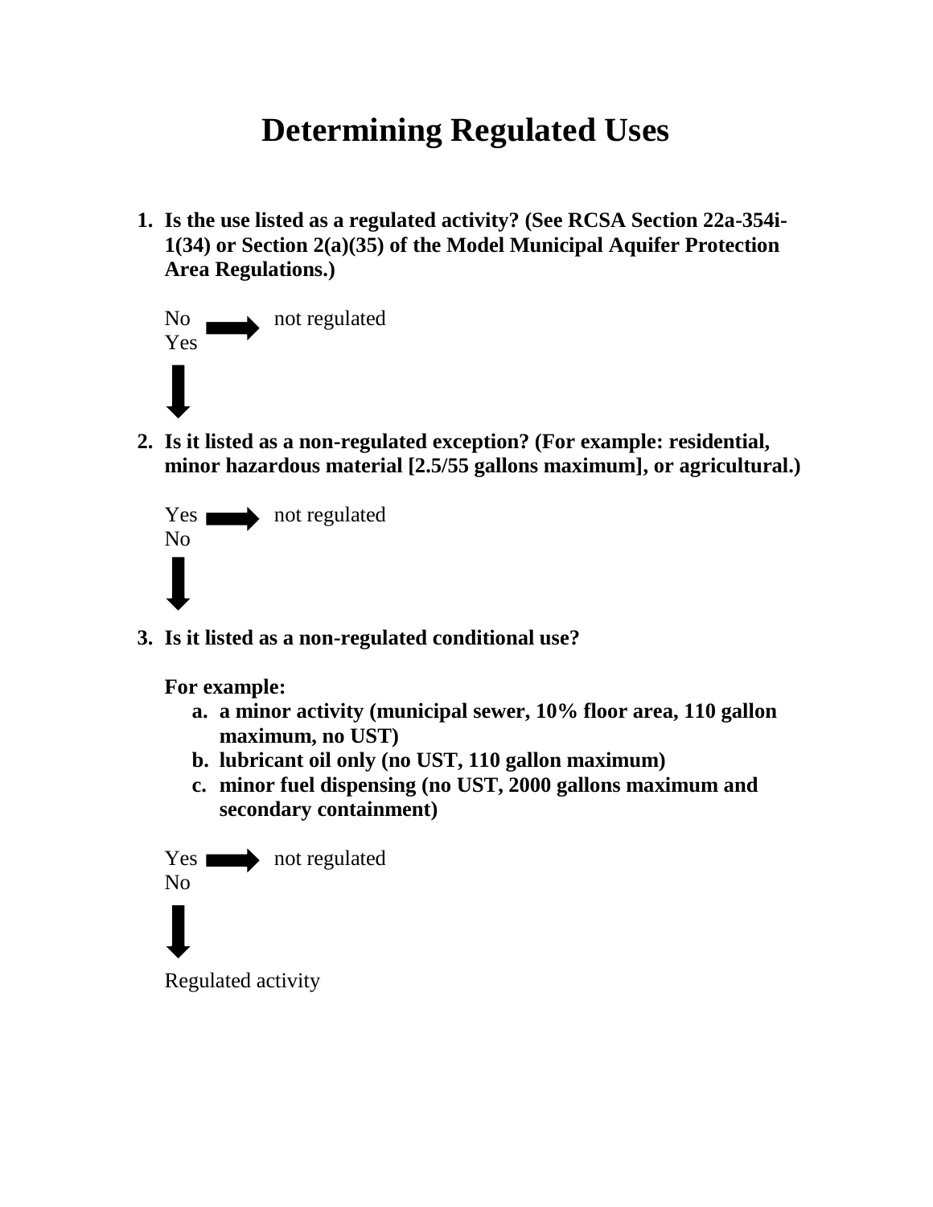# Determining Regulated Uses

1. **Is the use listed as a regulated activity? (See RCSA Section 22a-354i-1(34) or Section 2(a)(35) of the Model Municipal Aquifer Protection Area Regulations.)**

   No → not regulated
   Yes
   ↓

2. **Is it listed as a non-regulated exception? (For example: residential, minor hazardous material [2.5/55 gallons maximum], or agricultural.)**

   Yes → not regulated
   No
   ↓

3. **Is it listed as a non-regulated conditional use?**

   **For example:**
   a. **a minor activity (municipal sewer, 10% floor area, 110 gallon maximum, no UST)**
   b. **lubricant oil only (no UST, 110 gallon maximum)**
   c. **minor fuel dispensing (no UST, 2000 gallons maximum and secondary containment)**

   Yes → not regulated
   No
   ↓

   Regulated activity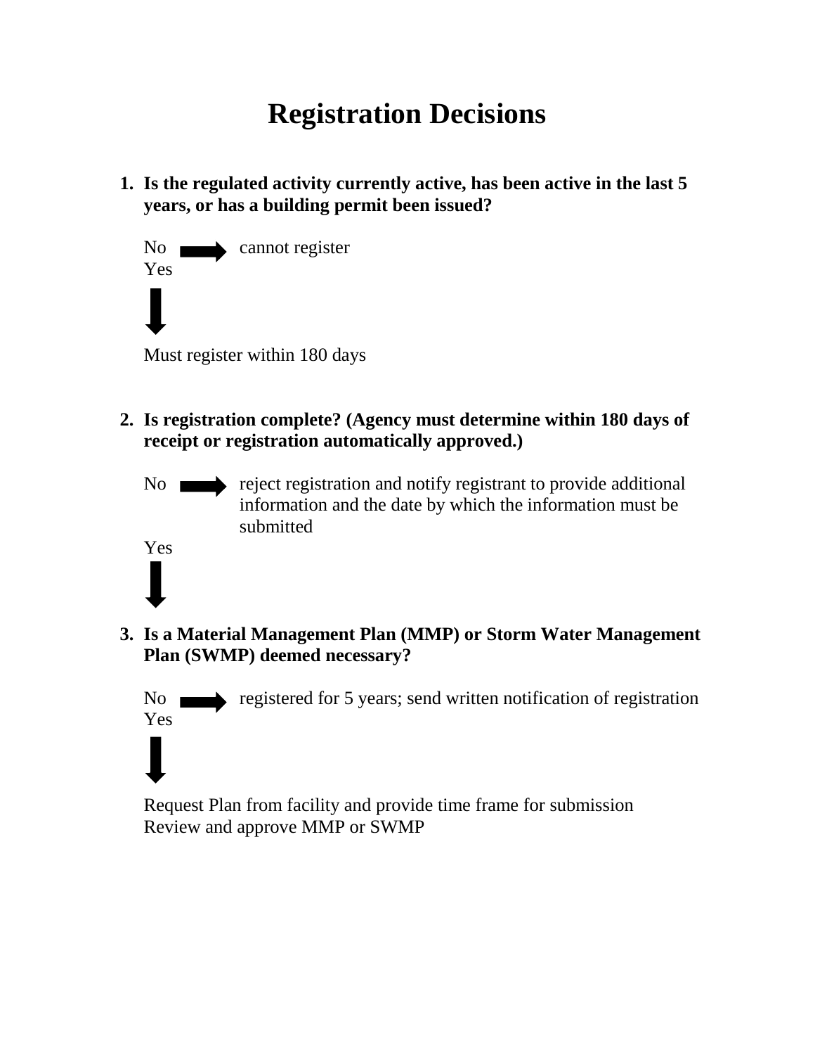# Registration Decisions

1. **Is the regulated activity currently active, has been active in the last 5 years, or has a building permit been issued?**

   No → cannot register

   Yes

   ↓

   Must register within 180 days

2. **Is registration complete? (Agency must determine within 180 days of receipt or registration automatically approved.)**

   No → reject registration and notify registrant to provide additional information and the date by which the information must be submitted

   Yes

   ↓

3. **Is a Material Management Plan (MMP) or Storm Water Management Plan (SWMP) deemed necessary?**

   No → registered for 5 years; send written notification of registration

   Yes

   ↓

   Request Plan from facility and provide time frame for submission
   Review and approve MMP or SWMP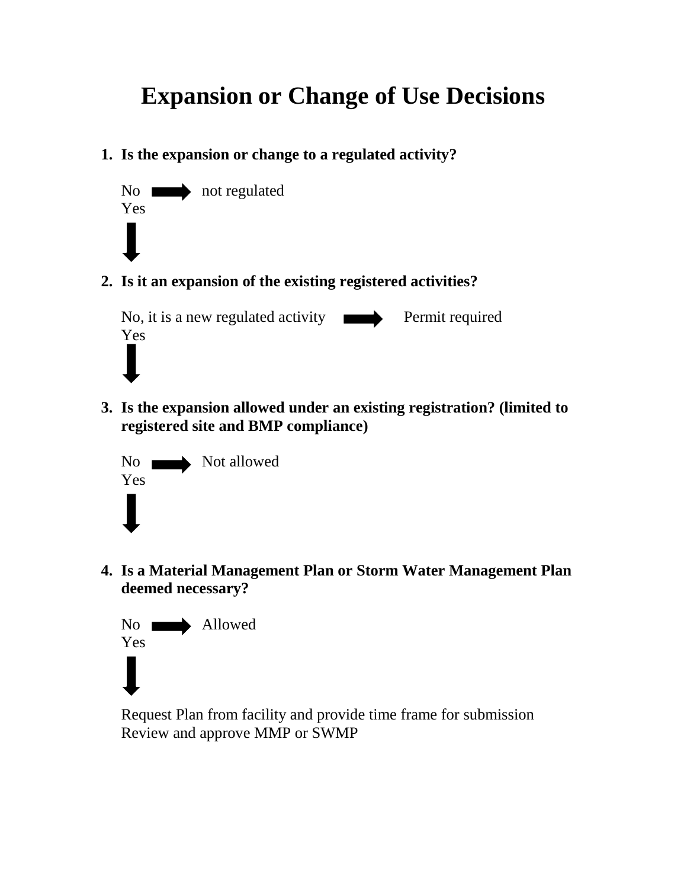# Expansion or Change of Use Decisions

1. **Is the expansion or change to a regulated activity?**

   No → not regulated
   Yes
   ↓

2. **Is it an expansion of the existing registered activities?**

   No, it is a new regulated activity → Permit required
   Yes
   ↓

3. **Is the expansion allowed under an existing registration? (limited to registered site and BMP compliance)**

   No → Not allowed
   Yes
   ↓

4. **Is a Material Management Plan or Storm Water Management Plan deemed necessary?**

   No → Allowed
   Yes
   ↓

   Request Plan from facility and provide time frame for submission
   Review and approve MMP or SWMP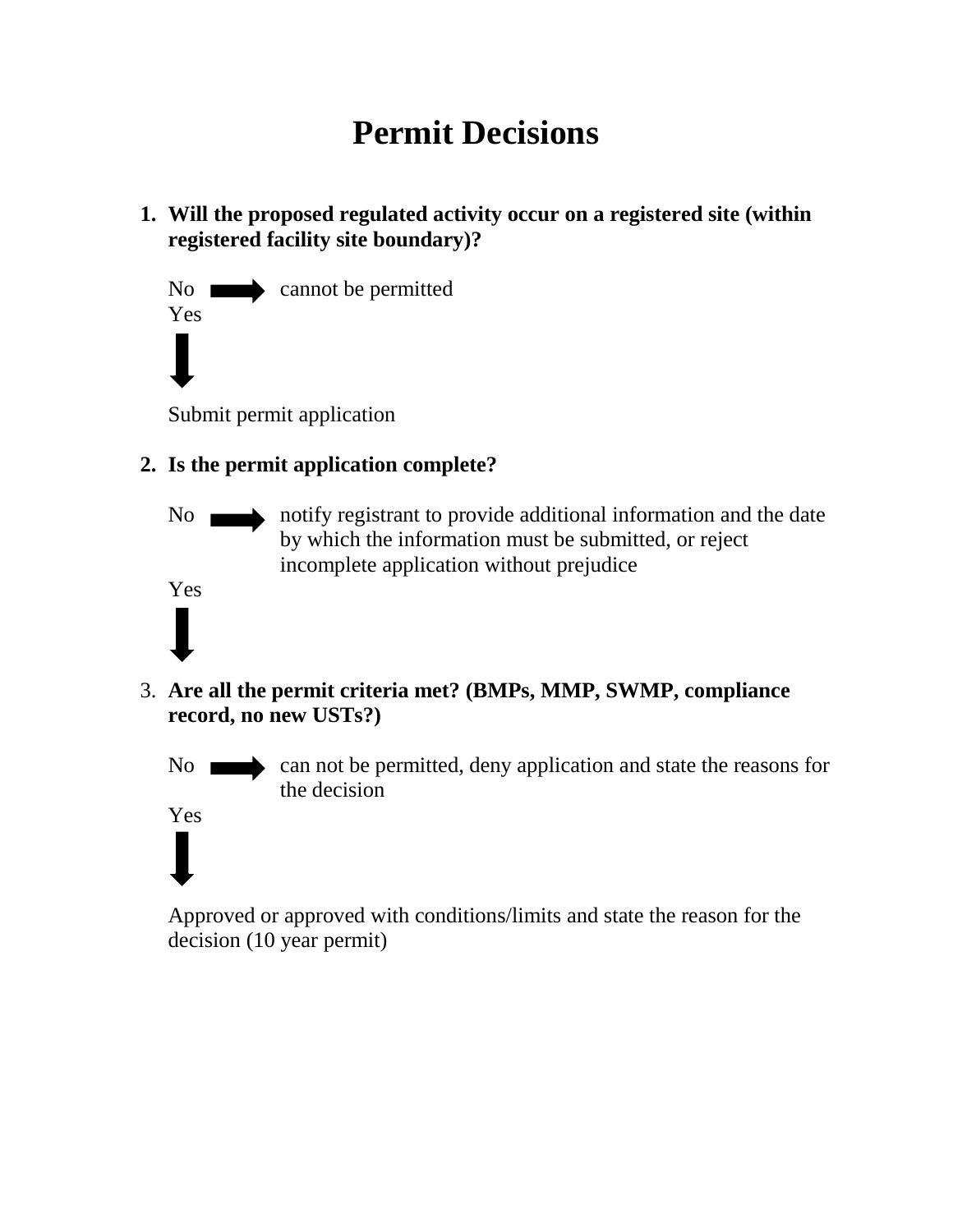# Permit Decisions

1. **Will the proposed regulated activity occur on a registered site (within registered facility site boundary)?**

   No → cannot be permitted

   Yes

   ↓

   Submit permit application

2. **Is the permit application complete?**

   No → notify registrant to provide additional information and the date by which the information must be submitted, or reject incomplete application without prejudice

   Yes

   ↓

3. **Are all the permit criteria met? (BMPs, MMP, SWMP, compliance record, no new USTs?)**

   No → can not be permitted, deny application and state the reasons for the decision

   Yes

   ↓

   Approved or approved with conditions/limits and state the reason for the decision (10 year permit)